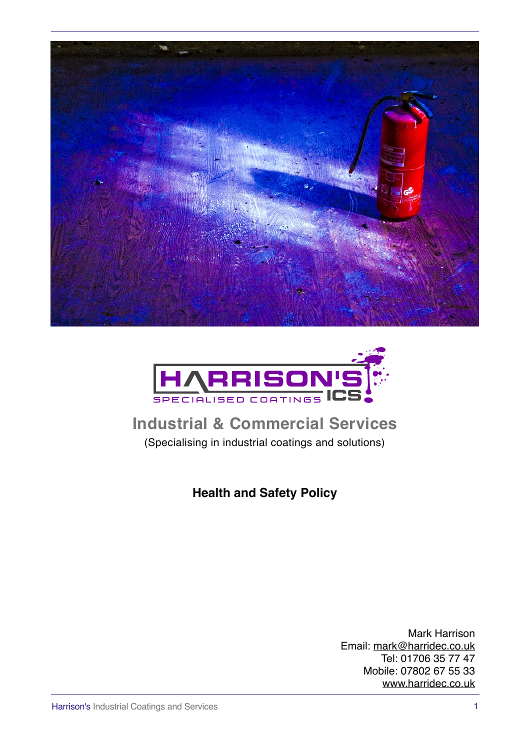# Industrial & Commercial Services

(Specialising in industrial coatings and solutions)

## Health and Safety Policy

Mark Harrison
Email: mark@harridec.co.uk
Tel: 01706 35 77 47
Mobile: 07802 67 55 33
www.harridec.co.uk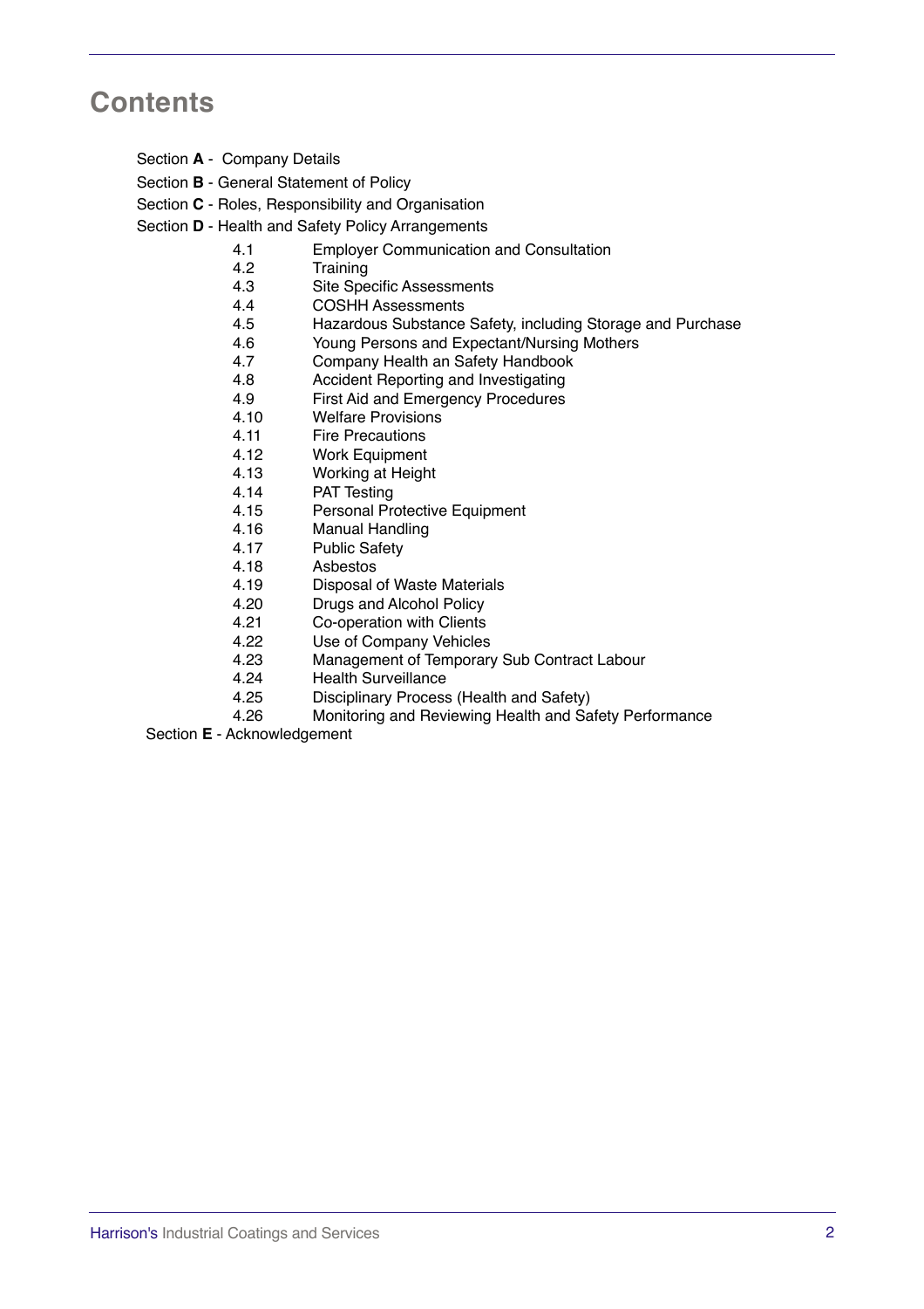# Contents

Section **A** - Company Details

Section **B** - General Statement of Policy

Section **C** - Roles, Responsibility and Organisation

Section **D** - Health and Safety Policy Arrangements

- 4.1 Employer Communication and Consultation
- 4.2 Training
- 4.3 Site Specific Assessments
- 4.4 COSHH Assessments
- 4.5 Hazardous Substance Safety, including Storage and Purchase
- 4.6 Young Persons and Expectant/Nursing Mothers
- 4.7 Company Health an Safety Handbook
- 4.8 Accident Reporting and Investigating
- 4.9 First Aid and Emergency Procedures
- 4.10 Welfare Provisions
- 4.11 Fire Precautions
- 4.12 Work Equipment
- 4.13 Working at Height
- 4.14 PAT Testing
- 4.15 Personal Protective Equipment
- 4.16 Manual Handling
- 4.17 Public Safety
- 4.18 Asbestos
- 4.19 Disposal of Waste Materials
- 4.20 Drugs and Alcohol Policy
- 4.21 Co-operation with Clients
- 4.22 Use of Company Vehicles
- 4.23 Management of Temporary Sub Contract Labour
- 4.24 Health Surveillance
- 4.25 Disciplinary Process (Health and Safety)
- 4.26 Monitoring and Reviewing Health and Safety Performance

Section **E** - Acknowledgement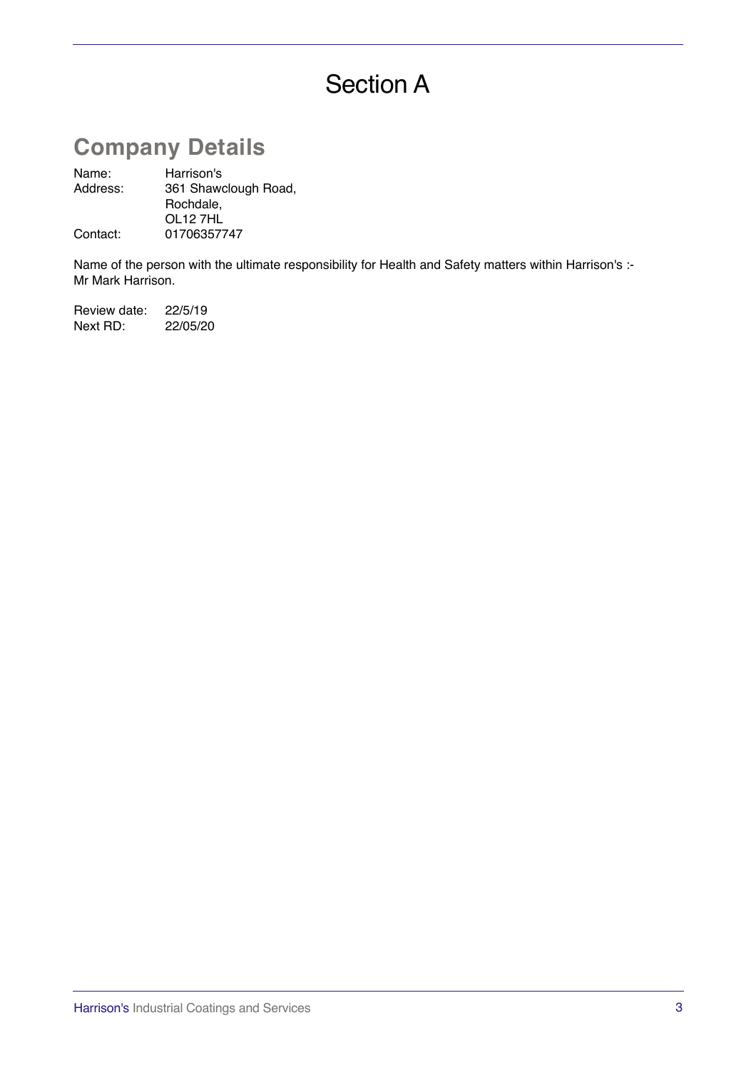# Section A

## Company Details

| | |
|---|---|
| Name: | Harrison's |
| Address: | 361 Shawclough Road,<br>Rochdale,<br>OL12 7HL |
| Contact: | 01706357747 |

Name of the person with the ultimate responsibility for Health and Safety matters within Harrison's :-
Mr Mark Harrison.

| | |
|---|---|
| Review date: | 22/5/19 |
| Next RD: | 22/05/20 |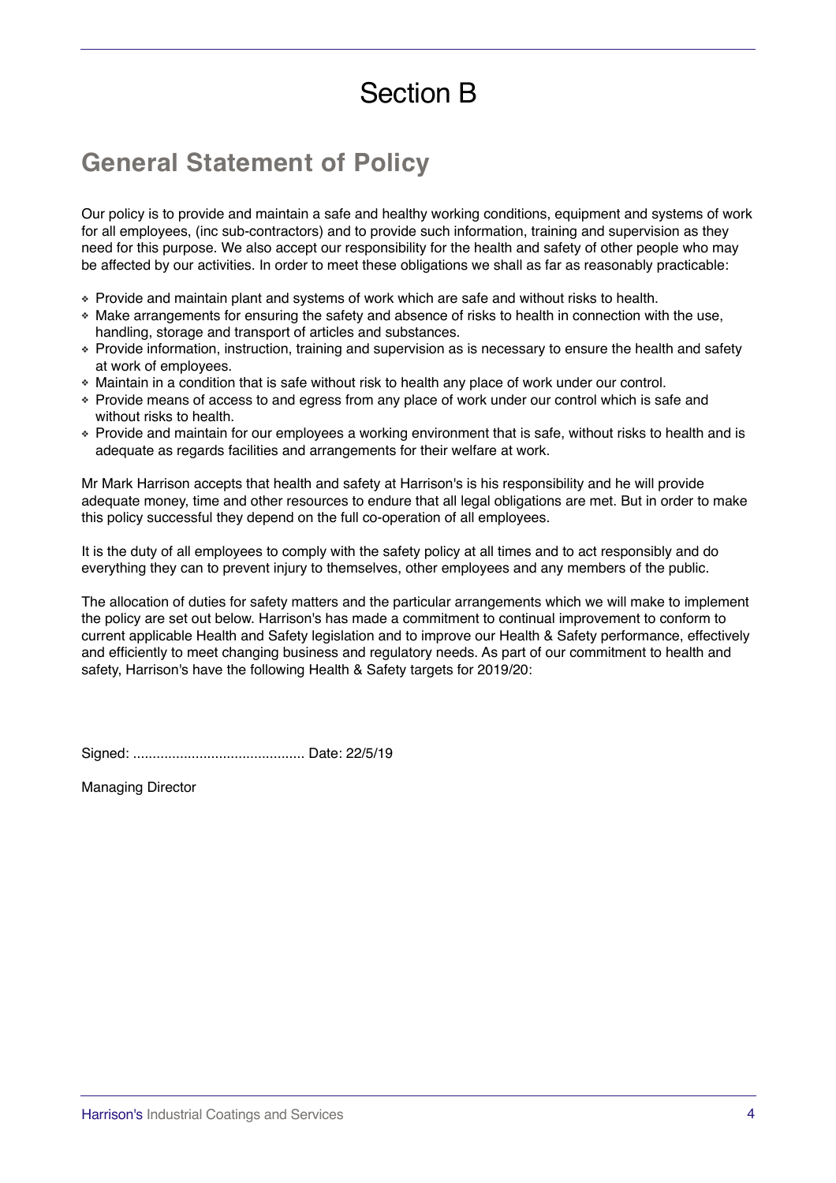# Section B

## General Statement of Policy

Our policy is to provide and maintain a safe and healthy working conditions, equipment and systems of work for all employees, (inc sub-contractors) and to provide such information, training and supervision as they need for this purpose. We also accept our responsibility for the health and safety of other people who may be affected by our activities. In order to meet these obligations we shall as far as reasonably practicable:

- Provide and maintain plant and systems of work which are safe and without risks to health.
- Make arrangements for ensuring the safety and absence of risks to health in connection with the use, handling, storage and transport of articles and substances.
- Provide information, instruction, training and supervision as is necessary to ensure the health and safety at work of employees.
- Maintain in a condition that is safe without risk to health any place of work under our control.
- Provide means of access to and egress from any place of work under our control which is safe and without risks to health.
- Provide and maintain for our employees a working environment that is safe, without risks to health and is adequate as regards facilities and arrangements for their welfare at work.

Mr Mark Harrison accepts that health and safety at Harrison's is his responsibility and he will provide adequate money, time and other resources to endure that all legal obligations are met. But in order to make this policy successful they depend on the full co-operation of all employees.

It is the duty of all employees to comply with the safety policy at all times and to act responsibly and do everything they can to prevent injury to themselves, other employees and any members of the public.

The allocation of duties for safety matters and the particular arrangements which we will make to implement the policy are set out below. Harrison's has made a commitment to continual improvement to conform to current applicable Health and Safety legislation and to improve our Health & Safety performance, effectively and efficiently to meet changing business and regulatory needs. As part of our commitment to health and safety, Harrison's have the following Health & Safety targets for 2019/20:

Signed: ........................................... Date: 22/5/19

Managing Director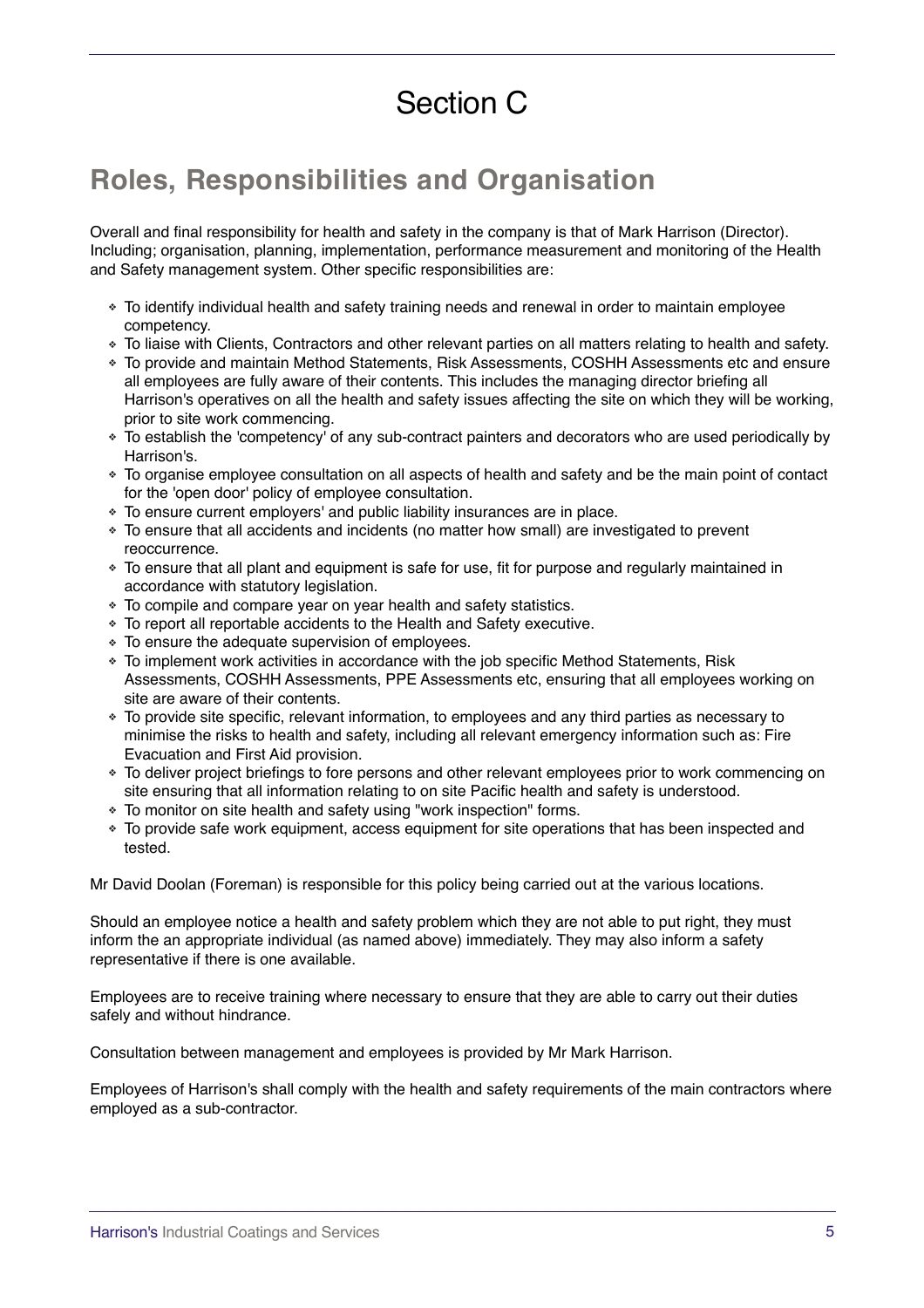# Section C

## Roles, Responsibilities and Organisation

Overall and final responsibility for health and safety in the company is that of Mark Harrison (Director). Including; organisation, planning, implementation, performance measurement and monitoring of the Health and Safety management system. Other specific responsibilities are:

- To identify individual health and safety training needs and renewal in order to maintain employee competency.
- To liaise with Clients, Contractors and other relevant parties on all matters relating to health and safety.
- To provide and maintain Method Statements, Risk Assessments, COSHH Assessments etc and ensure all employees are fully aware of their contents. This includes the managing director briefing all Harrison's operatives on all the health and safety issues affecting the site on which they will be working, prior to site work commencing.
- To establish the 'competency' of any sub-contract painters and decorators who are used periodically by Harrison's.
- To organise employee consultation on all aspects of health and safety and be the main point of contact for the 'open door' policy of employee consultation.
- To ensure current employers' and public liability insurances are in place.
- To ensure that all accidents and incidents (no matter how small) are investigated to prevent reoccurrence.
- To ensure that all plant and equipment is safe for use, fit for purpose and regularly maintained in accordance with statutory legislation.
- To compile and compare year on year health and safety statistics.
- To report all reportable accidents to the Health and Safety executive.
- To ensure the adequate supervision of employees.
- To implement work activities in accordance with the job specific Method Statements, Risk Assessments, COSHH Assessments, PPE Assessments etc, ensuring that all employees working on site are aware of their contents.
- To provide site specific, relevant information, to employees and any third parties as necessary to minimise the risks to health and safety, including all relevant emergency information such as: Fire Evacuation and First Aid provision.
- To deliver project briefings to fore persons and other relevant employees prior to work commencing on site ensuring that all information relating to on site Pacific health and safety is understood.
- To monitor on site health and safety using "work inspection" forms.
- To provide safe work equipment, access equipment for site operations that has been inspected and tested.

Mr David Doolan (Foreman) is responsible for this policy being carried out at the various locations.

Should an employee notice a health and safety problem which they are not able to put right, they must inform the an appropriate individual (as named above) immediately. They may also inform a safety representative if there is one available.

Employees are to receive training where necessary to ensure that they are able to carry out their duties safely and without hindrance.

Consultation between management and employees is provided by Mr Mark Harrison.

Employees of Harrison's shall comply with the health and safety requirements of the main contractors where employed as a sub-contractor.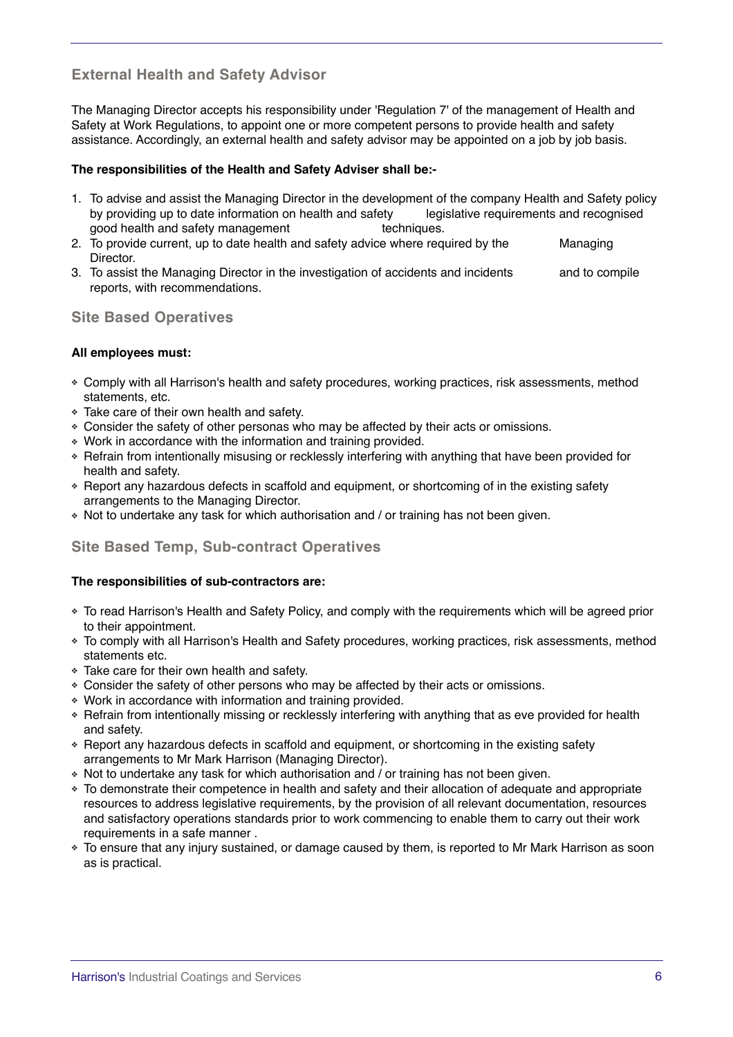## External Health and Safety Advisor

The Managing Director accepts his responsibility under 'Regulation 7' of the management of Health and Safety at Work Regulations, to appoint one or more competent persons to provide health and safety assistance. Accordingly, an external health and safety advisor may be appointed on a job by job basis.

**The responsibilities of the Health and Safety Adviser shall be:-**

1. To advise and assist the Managing Director in the development of the company Health and Safety policy by providing up to date information on health and safety legislative requirements and recognised good health and safety management techniques.
2. To provide current, up to date health and safety advice where required by the Managing Director.
3. To assist the Managing Director in the investigation of accidents and incidents and to compile reports, with recommendations.

## Site Based Operatives

**All employees must:**

- Comply with all Harrison's health and safety procedures, working practices, risk assessments, method statements, etc.
- Take care of their own health and safety.
- Consider the safety of other personas who may be affected by their acts or omissions.
- Work in accordance with the information and training provided.
- Refrain from intentionally misusing or recklessly interfering with anything that have been provided for health and safety.
- Report any hazardous defects in scaffold and equipment, or shortcoming of in the existing safety arrangements to the Managing Director.
- Not to undertake any task for which authorisation and / or training has not been given.

## Site Based Temp, Sub-contract Operatives

**The responsibilities of sub-contractors are:**

- To read Harrison's Health and Safety Policy, and comply with the requirements which will be agreed prior to their appointment.
- To comply with all Harrison's Health and Safety procedures, working practices, risk assessments, method statements etc.
- Take care for their own health and safety.
- Consider the safety of other persons who may be affected by their acts or omissions.
- Work in accordance with information and training provided.
- Refrain from intentionally missing or recklessly interfering with anything that as eve provided for health and safety.
- Report any hazardous defects in scaffold and equipment, or shortcoming in the existing safety arrangements to Mr Mark Harrison (Managing Director).
- Not to undertake any task for which authorisation and / or training has not been given.
- To demonstrate their competence in health and safety and their allocation of adequate and appropriate resources to address legislative requirements, by the provision of all relevant documentation, resources and satisfactory operations standards prior to work commencing to enable them to carry out their work requirements in a safe manner .
- To ensure that any injury sustained, or damage caused by them, is reported to Mr Mark Harrison as soon as is practical.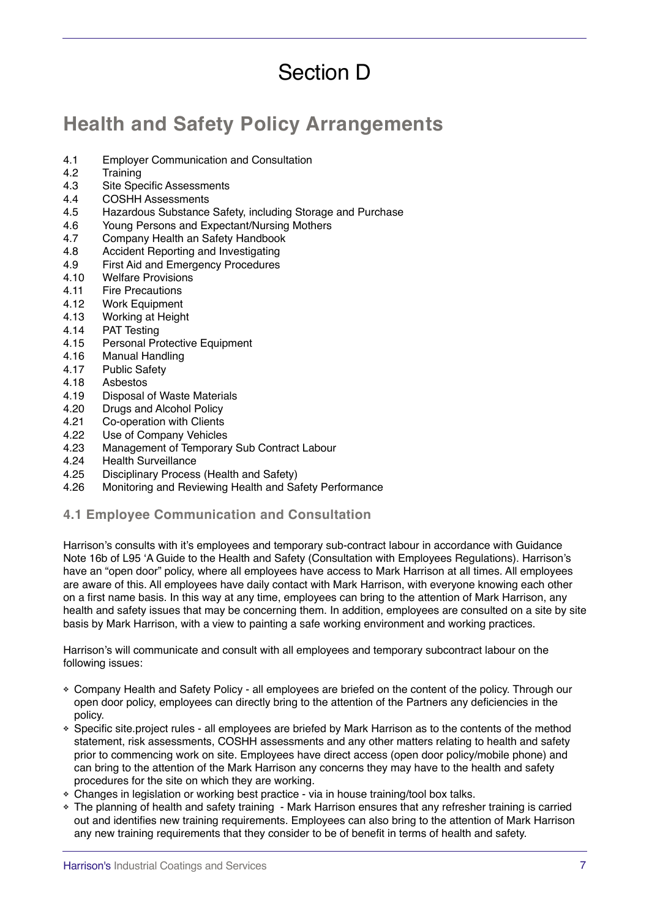# Section D

## Health and Safety Policy Arrangements

4.1 Employer Communication and Consultation
4.2 Training
4.3 Site Specific Assessments
4.4 COSHH Assessments
4.5 Hazardous Substance Safety, including Storage and Purchase
4.6 Young Persons and Expectant/Nursing Mothers
4.7 Company Health an Safety Handbook
4.8 Accident Reporting and Investigating
4.9 First Aid and Emergency Procedures
4.10 Welfare Provisions
4.11 Fire Precautions
4.12 Work Equipment
4.13 Working at Height
4.14 PAT Testing
4.15 Personal Protective Equipment
4.16 Manual Handling
4.17 Public Safety
4.18 Asbestos
4.19 Disposal of Waste Materials
4.20 Drugs and Alcohol Policy
4.21 Co-operation with Clients
4.22 Use of Company Vehicles
4.23 Management of Temporary Sub Contract Labour
4.24 Health Surveillance
4.25 Disciplinary Process (Health and Safety)
4.26 Monitoring and Reviewing Health and Safety Performance

### 4.1 Employee Communication and Consultation

Harrison's consults with it's employees and temporary sub-contract labour in accordance with Guidance Note 16b of L95 'A Guide to the Health and Safety (Consultation with Employees Regulations). Harrison's have an "open door" policy, where all employees have access to Mark Harrison at all times. All employees are aware of this. All employees have daily contact with Mark Harrison, with everyone knowing each other on a first name basis. In this way at any time, employees can bring to the attention of Mark Harrison, any health and safety issues that may be concerning them. In addition, employees are consulted on a site by site basis by Mark Harrison, with a view to painting a safe working environment and working practices.

Harrison's will communicate and consult with all employees and temporary subcontract labour on the following issues:

- Company Health and Safety Policy - all employees are briefed on the content of the policy. Through our open door policy, employees can directly bring to the attention of the Partners any deficiencies in the policy.
- Specific site.project rules - all employees are briefed by Mark Harrison as to the contents of the method statement, risk assessments, COSHH assessments and any other matters relating to health and safety prior to commencing work on site. Employees have direct access (open door policy/mobile phone) and can bring to the attention of the Mark Harrison any concerns they may have to the health and safety procedures for the site on which they are working.
- Changes in legislation or working best practice - via in house training/tool box talks.
- The planning of health and safety training - Mark Harrison ensures that any refresher training is carried out and identifies new training requirements. Employees can also bring to the attention of Mark Harrison any new training requirements that they consider to be of benefit in terms of health and safety.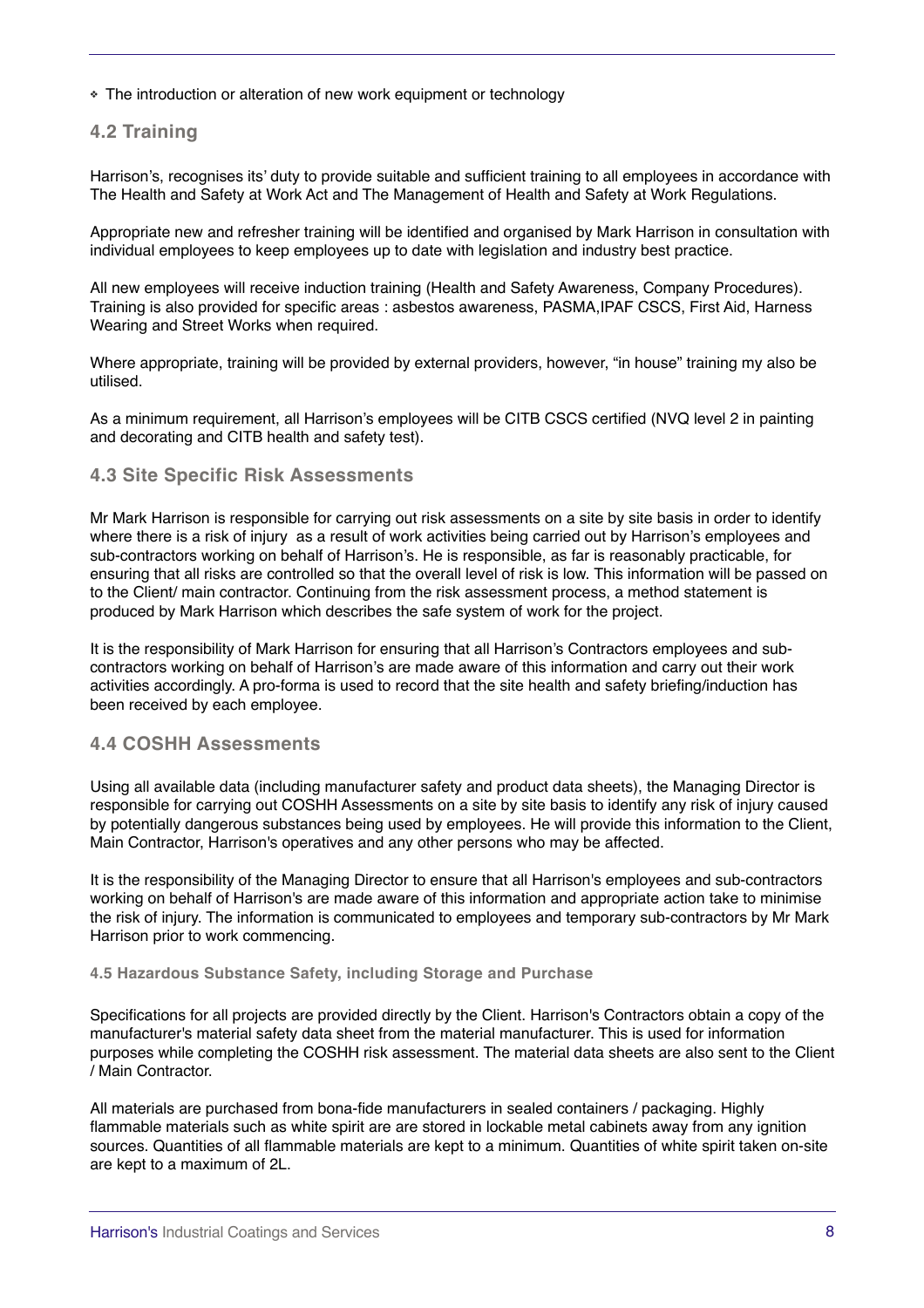- The introduction or alteration of new work equipment or technology

### 4.2 Training

Harrison's, recognises its' duty to provide suitable and sufficient training to all employees in accordance with The Health and Safety at Work Act and The Management of Health and Safety at Work Regulations.

Appropriate new and refresher training will be identified and organised by Mark Harrison in consultation with individual employees to keep employees up to date with legislation and industry best practice.

All new employees will receive induction training (Health and Safety Awareness, Company Procedures). Training is also provided for specific areas : asbestos awareness, PASMA,IPAF CSCS, First Aid, Harness Wearing and Street Works when required.

Where appropriate, training will be provided by external providers, however, "in house" training my also be utilised.

As a minimum requirement, all Harrison's employees will be CITB CSCS certified (NVQ level 2 in painting and decorating and CITB health and safety test).

### 4.3 Site Specific Risk Assessments

Mr Mark Harrison is responsible for carrying out risk assessments on a site by site basis in order to identify where there is a risk of injury as a result of work activities being carried out by Harrison's employees and sub-contractors working on behalf of Harrison's. He is responsible, as far is reasonably practicable, for ensuring that all risks are controlled so that the overall level of risk is low. This information will be passed on to the Client/ main contractor. Continuing from the risk assessment process, a method statement is produced by Mark Harrison which describes the safe system of work for the project.

It is the responsibility of Mark Harrison for ensuring that all Harrison's Contractors employees and sub-contractors working on behalf of Harrison's are made aware of this information and carry out their work activities accordingly. A pro-forma is used to record that the site health and safety briefing/induction has been received by each employee.

### 4.4 COSHH Assessments

Using all available data (including manufacturer safety and product data sheets), the Managing Director is responsible for carrying out COSHH Assessments on a site by site basis to identify any risk of injury caused by potentially dangerous substances being used by employees. He will provide this information to the Client, Main Contractor, Harrison's operatives and any other persons who may be affected.

It is the responsibility of the Managing Director to ensure that all Harrison's employees and sub-contractors working on behalf of Harrison's are made aware of this information and appropriate action take to minimise the risk of injury. The information is communicated to employees and temporary sub-contractors by Mr Mark Harrison prior to work commencing.

#### 4.5 Hazardous Substance Safety, including Storage and Purchase

Specifications for all projects are provided directly by the Client. Harrison's Contractors obtain a copy of the manufacturer's material safety data sheet from the material manufacturer. This is used for information purposes while completing the COSHH risk assessment. The material data sheets are also sent to the Client / Main Contractor.

All materials are purchased from bona-fide manufacturers in sealed containers / packaging. Highly flammable materials such as white spirit are are stored in lockable metal cabinets away from any ignition sources. Quantities of all flammable materials are kept to a minimum. Quantities of white spirit taken on-site are kept to a maximum of 2L.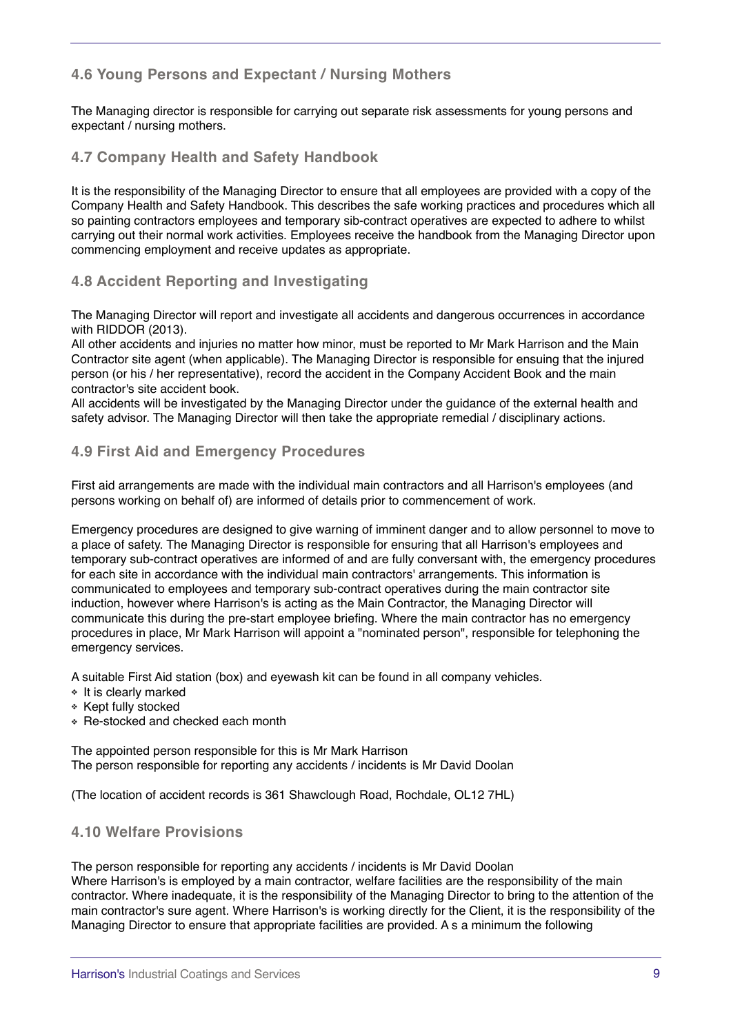### 4.6 Young Persons and Expectant / Nursing Mothers

The Managing director is responsible for carrying out separate risk assessments for young persons and expectant / nursing mothers.

### 4.7 Company Health and Safety Handbook

It is the responsibility of the Managing Director to ensure that all employees are provided with a copy of the Company Health and Safety Handbook. This describes the safe working practices and procedures which all so painting contractors employees and temporary sib-contract operatives are expected to adhere to whilst carrying out their normal work activities. Employees receive the handbook from the Managing Director upon commencing employment and receive updates as appropriate.

### 4.8 Accident Reporting and Investigating

The Managing Director will report and investigate all accidents and dangerous occurrences in accordance with RIDDOR (2013).
All other accidents and injuries no matter how minor, must be reported to Mr Mark Harrison and the Main Contractor site agent (when applicable). The Managing Director is responsible for ensuing that the injured person (or his / her representative), record the accident in the Company Accident Book and the main contractor's site accident book.
All accidents will be investigated by the Managing Director under the guidance of the external health and safety advisor. The Managing Director will then take the appropriate remedial / disciplinary actions.

### 4.9 First Aid and Emergency Procedures

First aid arrangements are made with the individual main contractors and all Harrison's employees (and persons working on behalf of) are informed of details prior to commencement of work.

Emergency procedures are designed to give warning of imminent danger and to allow personnel to move to a place of safety. The Managing Director is responsible for ensuring that all Harrison's employees and temporary sub-contract operatives are informed of and are fully conversant with, the emergency procedures for each site in accordance with the individual main contractors' arrangements. This information is communicated to employees and temporary sub-contract operatives during the main contractor site induction, however where Harrison's is acting as the Main Contractor, the Managing Director will communicate this during the pre-start employee briefing. Where the main contractor has no emergency procedures in place, Mr Mark Harrison will appoint a "nominated person", responsible for telephoning the emergency services.

A suitable First Aid station (box) and eyewash kit can be found in all company vehicles.

- It is clearly marked
- Kept fully stocked
- Re-stocked and checked each month

The appointed person responsible for this is Mr Mark Harrison
The person responsible for reporting any accidents / incidents is Mr David Doolan

(The location of accident records is 361 Shawclough Road, Rochdale, OL12 7HL)

### 4.10 Welfare Provisions

The person responsible for reporting any accidents / incidents is Mr David Doolan
Where Harrison's is employed by a main contractor, welfare facilities are the responsibility of the main contractor. Where inadequate, it is the responsibility of the Managing Director to bring to the attention of the main contractor's sure agent. Where Harrison's is working directly for the Client, it is the responsibility of the Managing Director to ensure that appropriate facilities are provided. A s a minimum the following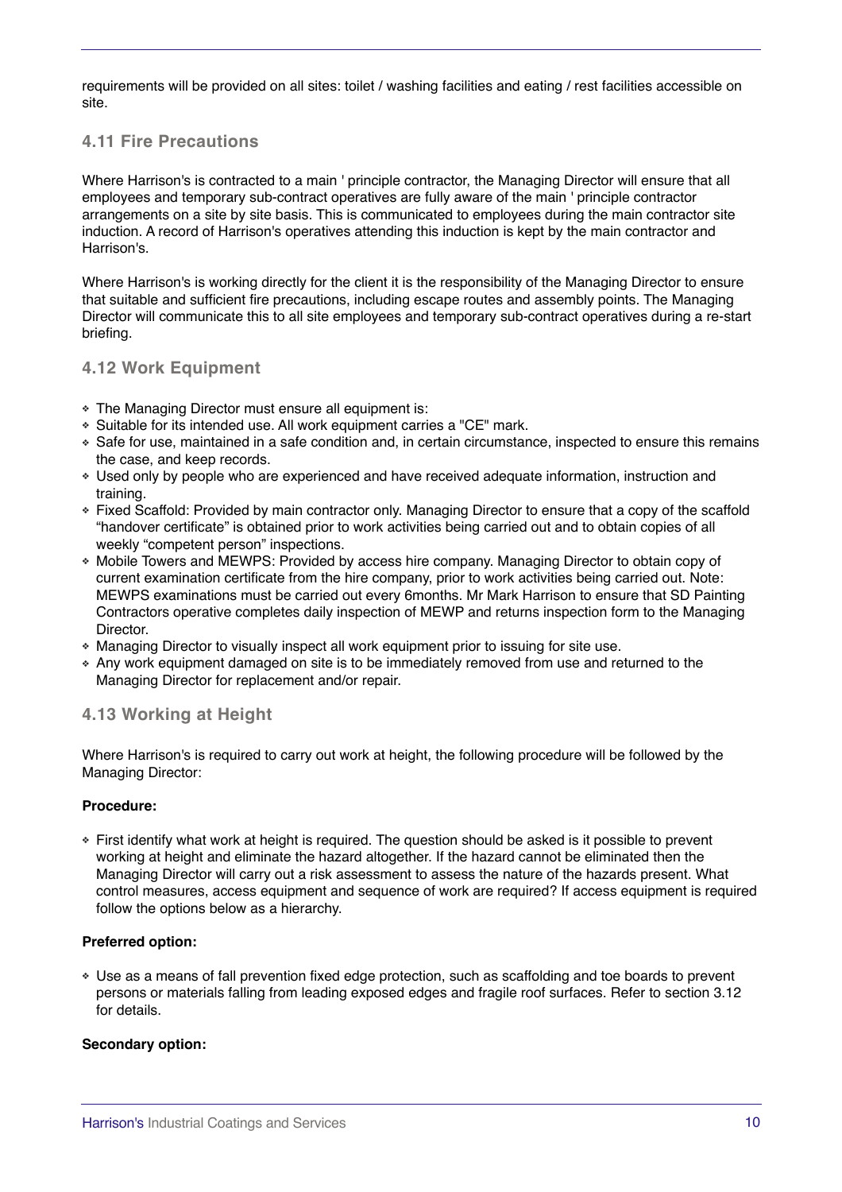requirements will be provided on all sites: toilet / washing facilities and eating / rest facilities accessible on site.

### 4.11 Fire Precautions

Where Harrison's is contracted to a main ' principle contractor, the Managing Director will ensure that all employees and temporary sub-contract operatives are fully aware of the main ' principle contractor arrangements on a site by site basis. This is communicated to employees during the main contractor site induction. A record of Harrison's operatives attending this induction is kept by the main contractor and Harrison's.

Where Harrison's is working directly for the client it is the responsibility of the Managing Director to ensure that suitable and sufficient fire precautions, including escape routes and assembly points. The Managing Director will communicate this to all site employees and temporary sub-contract operatives during a re-start briefing.

### 4.12 Work Equipment

- The Managing Director must ensure all equipment is:
- Suitable for its intended use. All work equipment carries a "CE" mark.
- Safe for use, maintained in a safe condition and, in certain circumstance, inspected to ensure this remains the case, and keep records.
- Used only by people who are experienced and have received adequate information, instruction and training.
- Fixed Scaffold: Provided by main contractor only. Managing Director to ensure that a copy of the scaffold "handover certificate" is obtained prior to work activities being carried out and to obtain copies of all weekly "competent person" inspections.
- Mobile Towers and MEWPS: Provided by access hire company. Managing Director to obtain copy of current examination certificate from the hire company, prior to work activities being carried out. Note: MEWPS examinations must be carried out every 6months. Mr Mark Harrison to ensure that SD Painting Contractors operative completes daily inspection of MEWP and returns inspection form to the Managing Director.
- Managing Director to visually inspect all work equipment prior to issuing for site use.
- Any work equipment damaged on site is to be immediately removed from use and returned to the Managing Director for replacement and/or repair.

### 4.13 Working at Height

Where Harrison's is required to carry out work at height, the following procedure will be followed by the Managing Director:

**Procedure:**

- First identify what work at height is required. The question should be asked is it possible to prevent working at height and eliminate the hazard altogether. If the hazard cannot be eliminated then the Managing Director will carry out a risk assessment to assess the nature of the hazards present. What control measures, access equipment and sequence of work are required? If access equipment is required follow the options below as a hierarchy.

**Preferred option:**

- Use as a means of fall prevention fixed edge protection, such as scaffolding and toe boards to prevent persons or materials falling from leading exposed edges and fragile roof surfaces. Refer to section 3.12 for details.

**Secondary option:**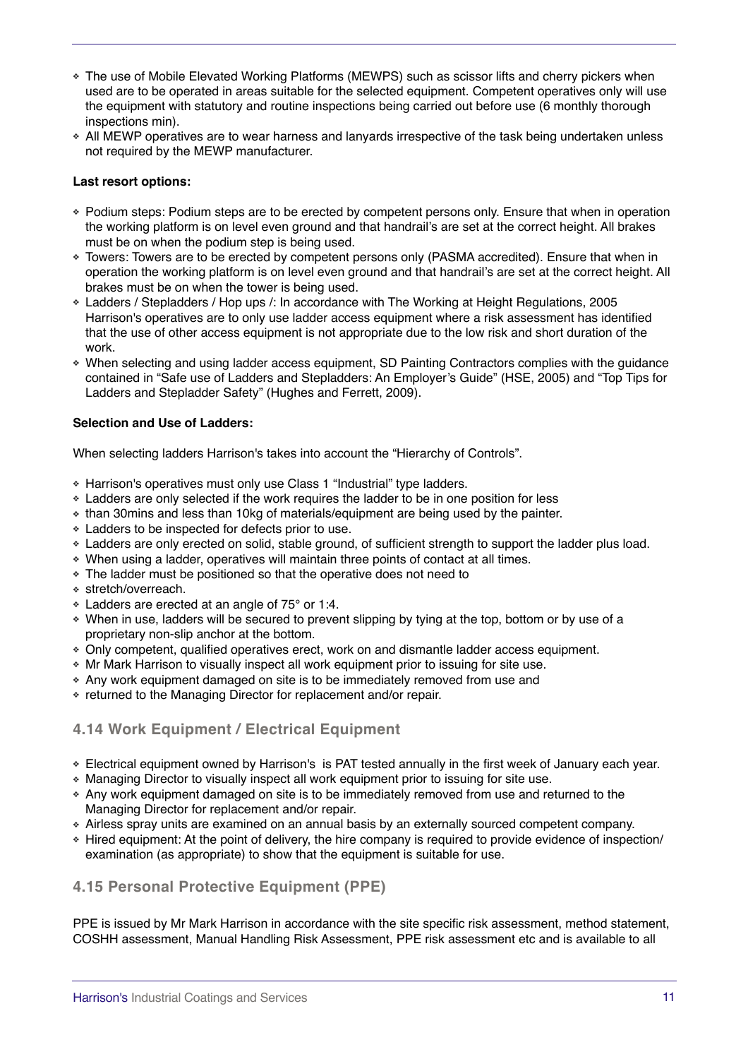- The use of Mobile Elevated Working Platforms (MEWPS) such as scissor lifts and cherry pickers when used are to be operated in areas suitable for the selected equipment. Competent operatives only will use the equipment with statutory and routine inspections being carried out before use (6 monthly thorough inspections min).
- All MEWP operatives are to wear harness and lanyards irrespective of the task being undertaken unless not required by the MEWP manufacturer.

**Last resort options:**

- Podium steps: Podium steps are to be erected by competent persons only. Ensure that when in operation the working platform is on level even ground and that handrail's are set at the correct height. All brakes must be on when the podium step is being used.
- Towers: Towers are to be erected by competent persons only (PASMA accredited). Ensure that when in operation the working platform is on level even ground and that handrail's are set at the correct height. All brakes must be on when the tower is being used.
- Ladders / Stepladders / Hop ups /: In accordance with The Working at Height Regulations, 2005 Harrison's operatives are to only use ladder access equipment where a risk assessment has identified that the use of other access equipment is not appropriate due to the low risk and short duration of the work.
- When selecting and using ladder access equipment, SD Painting Contractors complies with the guidance contained in "Safe use of Ladders and Stepladders: An Employer's Guide" (HSE, 2005) and "Top Tips for Ladders and Stepladder Safety" (Hughes and Ferrett, 2009).

**Selection and Use of Ladders:**

When selecting ladders Harrison's takes into account the "Hierarchy of Controls".

- Harrison's operatives must only use Class 1 "Industrial" type ladders.
- Ladders are only selected if the work requires the ladder to be in one position for less
- than 30mins and less than 10kg of materials/equipment are being used by the painter.
- Ladders to be inspected for defects prior to use.
- Ladders are only erected on solid, stable ground, of sufficient strength to support the ladder plus load.
- When using a ladder, operatives will maintain three points of contact at all times.
- The ladder must be positioned so that the operative does not need to
- stretch/overreach.
- Ladders are erected at an angle of 75° or 1:4.
- When in use, ladders will be secured to prevent slipping by tying at the top, bottom or by use of a proprietary non-slip anchor at the bottom.
- Only competent, qualified operatives erect, work on and dismantle ladder access equipment.
- Mr Mark Harrison to visually inspect all work equipment prior to issuing for site use.
- Any work equipment damaged on site is to be immediately removed from use and
- returned to the Managing Director for replacement and/or repair.

## 4.14 Work Equipment / Electrical Equipment

- Electrical equipment owned by Harrison's is PAT tested annually in the first week of January each year.
- Managing Director to visually inspect all work equipment prior to issuing for site use.
- Any work equipment damaged on site is to be immediately removed from use and returned to the Managing Director for replacement and/or repair.
- Airless spray units are examined on an annual basis by an externally sourced competent company.
- Hired equipment: At the point of delivery, the hire company is required to provide evidence of inspection/ examination (as appropriate) to show that the equipment is suitable for use.

## 4.15 Personal Protective Equipment (PPE)

PPE is issued by Mr Mark Harrison in accordance with the site specific risk assessment, method statement, COSHH assessment, Manual Handling Risk Assessment, PPE risk assessment etc and is available to all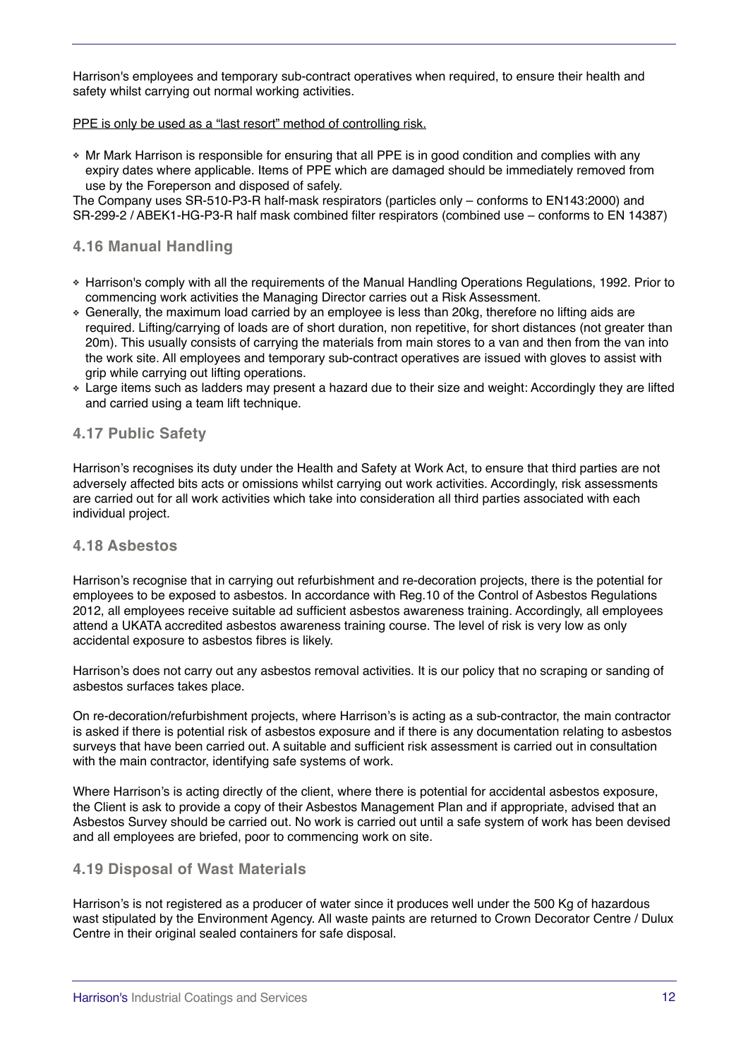Harrison's employees and temporary sub-contract operatives when required, to ensure their health and safety whilst carrying out normal working activities.

<u>PPE is only be used as a "last resort" method of controlling risk.</u>

- Mr Mark Harrison is responsible for ensuring that all PPE is in good condition and complies with any expiry dates where applicable. Items of PPE which are damaged should be immediately removed from use by the Foreperson and disposed of safely.

The Company uses SR-510-P3-R half-mask respirators (particles only – conforms to EN143:2000) and SR-299-2 / ABEK1-HG-P3-R half mask combined filter respirators (combined use – conforms to EN 14387)

### 4.16 Manual Handling

- Harrison's comply with all the requirements of the Manual Handling Operations Regulations, 1992. Prior to commencing work activities the Managing Director carries out a Risk Assessment.
- Generally, the maximum load carried by an employee is less than 20kg, therefore no lifting aids are required. Lifting/carrying of loads are of short duration, non repetitive, for short distances (not greater than 20m). This usually consists of carrying the materials from main stores to a van and then from the van into the work site. All employees and temporary sub-contract operatives are issued with gloves to assist with grip while carrying out lifting operations.
- Large items such as ladders may present a hazard due to their size and weight: Accordingly they are lifted and carried using a team lift technique.

### 4.17 Public Safety

Harrison's recognises its duty under the Health and Safety at Work Act, to ensure that third parties are not adversely affected bits acts or omissions whilst carrying out work activities. Accordingly, risk assessments are carried out for all work activities which take into consideration all third parties associated with each individual project.

### 4.18 Asbestos

Harrison's recognise that in carrying out refurbishment and re-decoration projects, there is the potential for employees to be exposed to asbestos. In accordance with Reg.10 of the Control of Asbestos Regulations 2012, all employees receive suitable ad sufficient asbestos awareness training. Accordingly, all employees attend a UKATA accredited asbestos awareness training course. The level of risk is very low as only accidental exposure to asbestos fibres is likely.

Harrison's does not carry out any asbestos removal activities. It is our policy that no scraping or sanding of asbestos surfaces takes place.

On re-decoration/refurbishment projects, where Harrison's is acting as a sub-contractor, the main contractor is asked if there is potential risk of asbestos exposure and if there is any documentation relating to asbestos surveys that have been carried out. A suitable and sufficient risk assessment is carried out in consultation with the main contractor, identifying safe systems of work.

Where Harrison's is acting directly of the client, where there is potential for accidental asbestos exposure, the Client is ask to provide a copy of their Asbestos Management Plan and if appropriate, advised that an Asbestos Survey should be carried out. No work is carried out until a safe system of work has been devised and all employees are briefed, poor to commencing work on site.

### 4.19 Disposal of Wast Materials

Harrison's is not registered as a producer of water since it produces well under the 500 Kg of hazardous wast stipulated by the Environment Agency. All waste paints are returned to Crown Decorator Centre / Dulux Centre in their original sealed containers for safe disposal.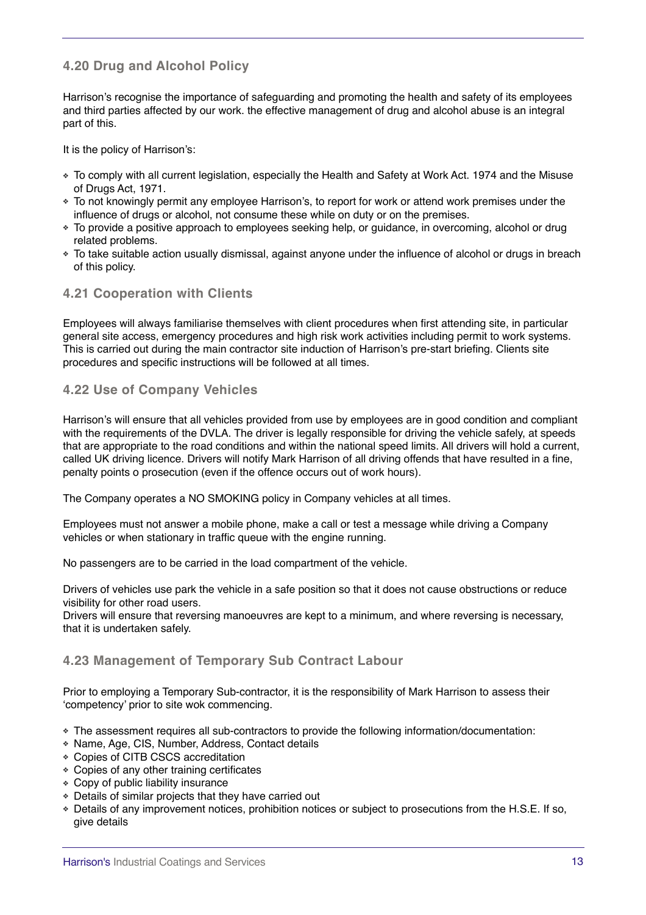### 4.20 Drug and Alcohol Policy

Harrison's recognise the importance of safeguarding and promoting the health and safety of its employees and third parties affected by our work. the effective management of drug and alcohol abuse is an integral part of this.

It is the policy of Harrison's:

- To comply with all current legislation, especially the Health and Safety at Work Act. 1974 and the Misuse of Drugs Act, 1971.
- To not knowingly permit any employee Harrison's, to report for work or attend work premises under the influence of drugs or alcohol, not consume these while on duty or on the premises.
- To provide a positive approach to employees seeking help, or guidance, in overcoming, alcohol or drug related problems.
- To take suitable action usually dismissal, against anyone under the influence of alcohol or drugs in breach of this policy.

### 4.21 Cooperation with Clients

Employees will always familiarise themselves with client procedures when first attending site, in particular general site access, emergency procedures and high risk work activities including permit to work systems. This is carried out during the main contractor site induction of Harrison's pre-start briefing. Clients site procedures and specific instructions will be followed at all times.

### 4.22 Use of Company Vehicles

Harrison's will ensure that all vehicles provided from use by employees are in good condition and compliant with the requirements of the DVLA. The driver is legally responsible for driving the vehicle safely, at speeds that are appropriate to the road conditions and within the national speed limits. All drivers will hold a current, called UK driving licence. Drivers will notify Mark Harrison of all driving offends that have resulted in a fine, penalty points o prosecution (even if the offence occurs out of work hours).

The Company operates a NO SMOKING policy in Company vehicles at all times.

Employees must not answer a mobile phone, make a call or test a message while driving a Company vehicles or when stationary in traffic queue with the engine running.

No passengers are to be carried in the load compartment of the vehicle.

Drivers of vehicles use park the vehicle in a safe position so that it does not cause obstructions or reduce visibility for other road users.
Drivers will ensure that reversing manoeuvres are kept to a minimum, and where reversing is necessary, that it is undertaken safely.

### 4.23 Management of Temporary Sub Contract Labour

Prior to employing a Temporary Sub-contractor, it is the responsibility of Mark Harrison to assess their 'competency' prior to site wok commencing.

- The assessment requires all sub-contractors to provide the following information/documentation:
- Name, Age, CIS, Number, Address, Contact details
- Copies of CITB CSCS accreditation
- Copies of any other training certificates
- Copy of public liability insurance
- Details of similar projects that they have carried out
- Details of any improvement notices, prohibition notices or subject to prosecutions from the H.S.E. If so, give details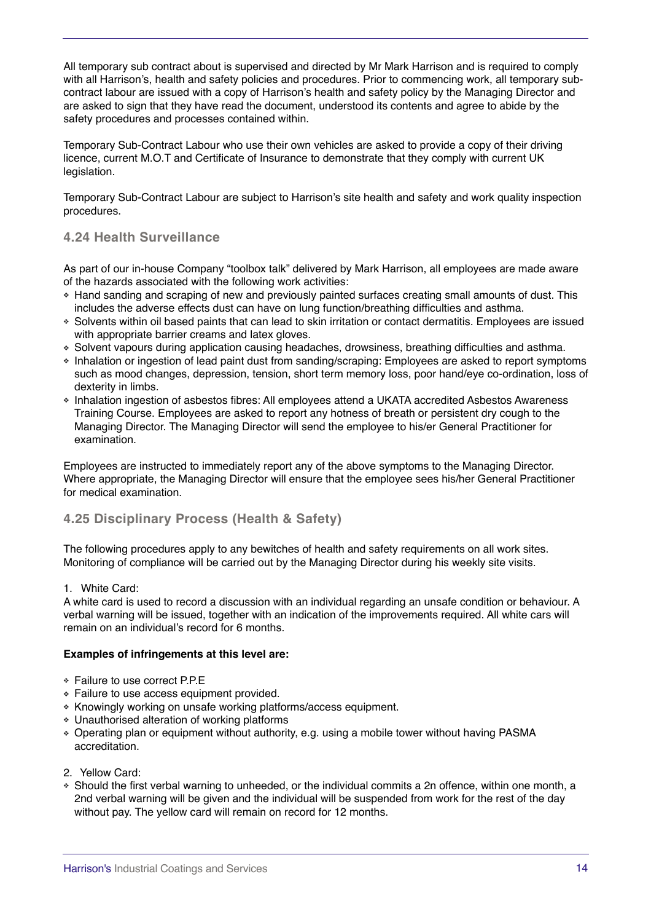All temporary sub contract about is supervised and directed by Mr Mark Harrison and is required to comply with all Harrison's, health and safety policies and procedures. Prior to commencing work, all temporary sub-contract labour are issued with a copy of Harrison's health and safety policy by the Managing Director and are asked to sign that they have read the document, understood its contents and agree to abide by the safety procedures and processes contained within.

Temporary Sub-Contract Labour who use their own vehicles are asked to provide a copy of their driving licence, current M.O.T and Certificate of Insurance to demonstrate that they comply with current UK legislation.

Temporary Sub-Contract Labour are subject to Harrison's site health and safety and work quality inspection procedures.

### 4.24 Health Surveillance

As part of our in-house Company "toolbox talk" delivered by Mark Harrison, all employees are made aware of the hazards associated with the following work activities:

- Hand sanding and scraping of new and previously painted surfaces creating small amounts of dust. This includes the adverse effects dust can have on lung function/breathing difficulties and asthma.
- Solvents within oil based paints that can lead to skin irritation or contact dermatitis. Employees are issued with appropriate barrier creams and latex gloves.
- Solvent vapours during application causing headaches, drowsiness, breathing difficulties and asthma.
- Inhalation or ingestion of lead paint dust from sanding/scraping: Employees are asked to report symptoms such as mood changes, depression, tension, short term memory loss, poor hand/eye co-ordination, loss of dexterity in limbs.
- Inhalation ingestion of asbestos fibres: All employees attend a UKATA accredited Asbestos Awareness Training Course. Employees are asked to report any hotness of breath or persistent dry cough to the Managing Director. The Managing Director will send the employee to his/er General Practitioner for examination.

Employees are instructed to immediately report any of the above symptoms to the Managing Director. Where appropriate, the Managing Director will ensure that the employee sees his/her General Practitioner for medical examination.

### 4.25 Disciplinary Process (Health & Safety)

The following procedures apply to any bewitches of health and safety requirements on all work sites. Monitoring of compliance will be carried out by the Managing Director during his weekly site visits.

1. White Card:

A white card is used to record a discussion with an individual regarding an unsafe condition or behaviour. A verbal warning will be issued, together with an indication of the improvements required. All white cars will remain on an individual's record for 6 months.

**Examples of infringements at this level are:**

- Failure to use correct P.P.E
- Failure to use access equipment provided.
- Knowingly working on unsafe working platforms/access equipment.
- Unauthorised alteration of working platforms
- Operating plan or equipment without authority, e.g. using a mobile tower without having PASMA accreditation.

2. Yellow Card:

- Should the first verbal warning to unheeded, or the individual commits a 2n offence, within one month, a 2nd verbal warning will be given and the individual will be suspended from work for the rest of the day without pay. The yellow card will remain on record for 12 months.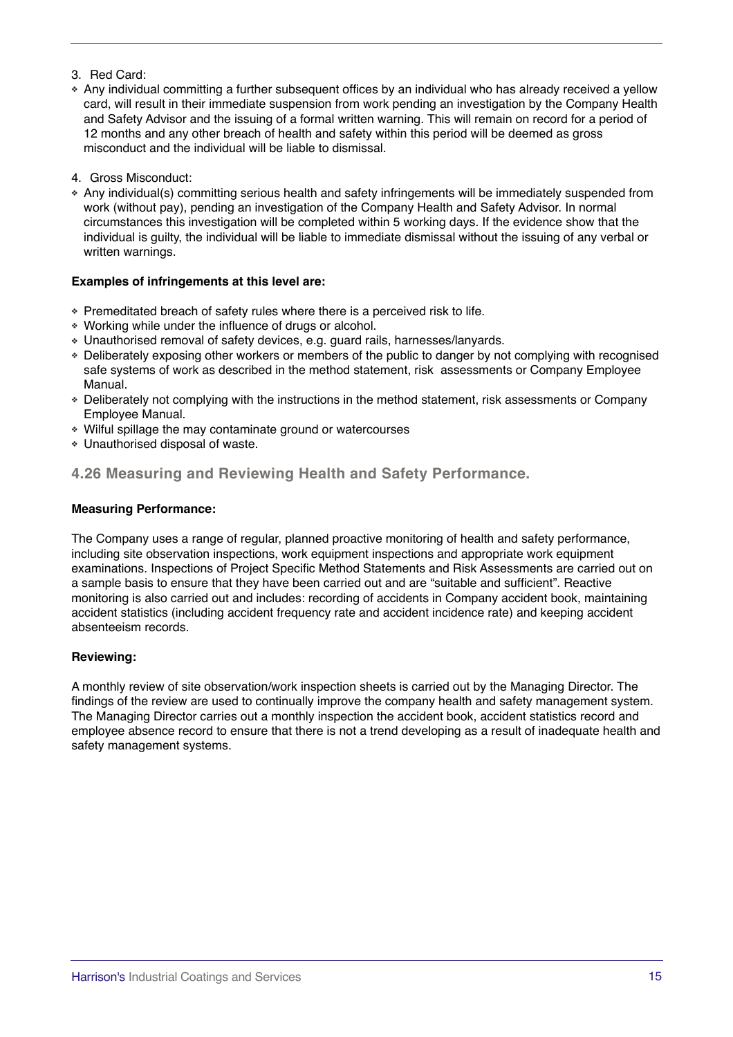3. Red Card:

- Any individual committing a further subsequent offices by an individual who has already received a yellow card, will result in their immediate suspension from work pending an investigation by the Company Health and Safety Advisor and the issuing of a formal written warning. This will remain on record for a period of 12 months and any other breach of health and safety within this period will be deemed as gross misconduct and the individual will be liable to dismissal.

4. Gross Misconduct:

- Any individual(s) committing serious health and safety infringements will be immediately suspended from work (without pay), pending an investigation of the Company Health and Safety Advisor. In normal circumstances this investigation will be completed within 5 working days. If the evidence show that the individual is guilty, the individual will be liable to immediate dismissal without the issuing of any verbal or written warnings.

**Examples of infringements at this level are:**

- Premeditated breach of safety rules where there is a perceived risk to life.
- Working while under the influence of drugs or alcohol.
- Unauthorised removal of safety devices, e.g. guard rails, harnesses/lanyards.
- Deliberately exposing other workers or members of the public to danger by not complying with recognised safe systems of work as described in the method statement, risk assessments or Company Employee Manual.
- Deliberately not complying with the instructions in the method statement, risk assessments or Company Employee Manual.
- Wilful spillage the may contaminate ground or watercourses
- Unauthorised disposal of waste.

## 4.26 Measuring and Reviewing Health and Safety Performance.

**Measuring Performance:**

The Company uses a range of regular, planned proactive monitoring of health and safety performance, including site observation inspections, work equipment inspections and appropriate work equipment examinations. Inspections of Project Specific Method Statements and Risk Assessments are carried out on a sample basis to ensure that they have been carried out and are "suitable and sufficient". Reactive monitoring is also carried out and includes: recording of accidents in Company accident book, maintaining accident statistics (including accident frequency rate and accident incidence rate) and keeping accident absenteeism records.

**Reviewing:**

A monthly review of site observation/work inspection sheets is carried out by the Managing Director. The findings of the review are used to continually improve the company health and safety management system. The Managing Director carries out a monthly inspection the accident book, accident statistics record and employee absence record to ensure that there is not a trend developing as a result of inadequate health and safety management systems.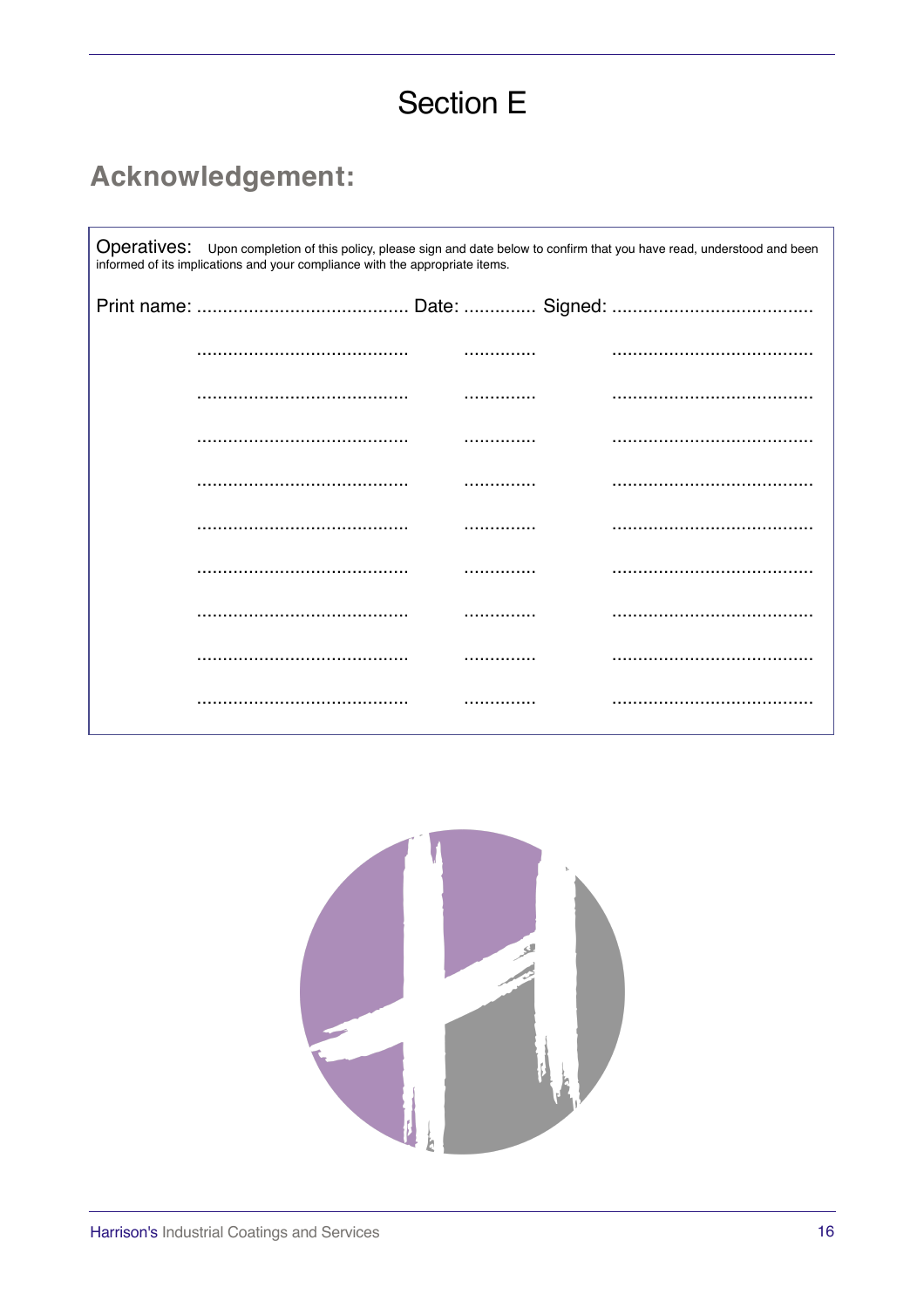# Section E

## Acknowledgement:

Operatives: Upon completion of this policy, please sign and date below to confirm that you have read, understood and been informed of its implications and your compliance with the appropriate items.

| Print name: | Date: | Signed: |
|---|---|---|
| ......................................... | .............. | ....................................... |
| ......................................... | .............. | ....................................... |
| ......................................... | .............. | ....................................... |
| ......................................... | .............. | ....................................... |
| ......................................... | .............. | ....................................... |
| ......................................... | .............. | ....................................... |
| ......................................... | .............. | ....................................... |
| ......................................... | .............. | ....................................... |
| ......................................... | .............. | ....................................... |
| ......................................... | .............. | ....................................... |